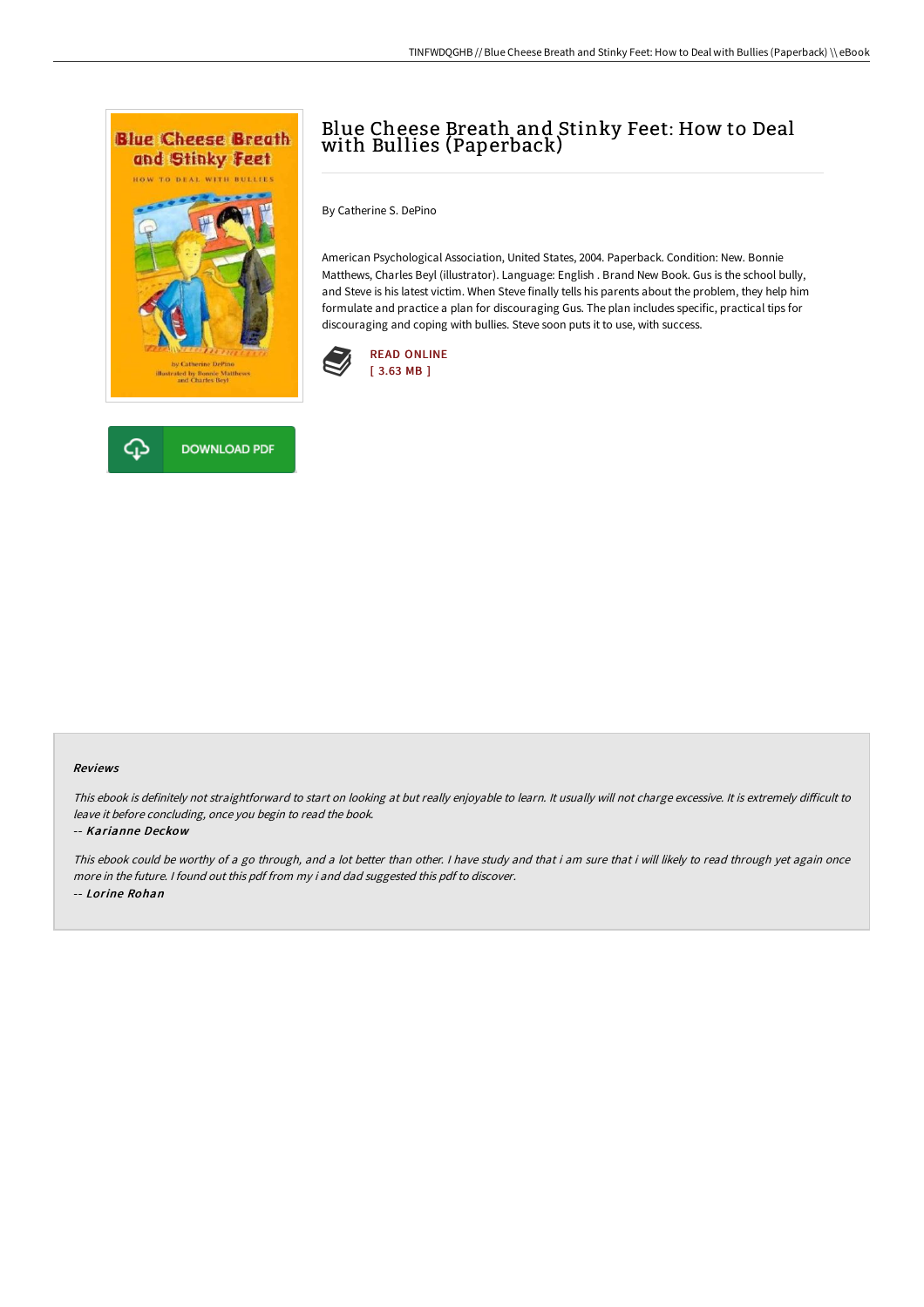# Blue Cheese Breath and Stinky Feet: How to Deal with Bullies (Paperback)

By Catherine S. DePino

American Psychological Association, United States, 2004. Paperback. Condition: New. Bonnie Matthews, Charles Beyl (illustrator). Language: English . Brand New Book. Gus is the school bully, and Steve is his latest victim. When Steve finally tells his parents about the problem, they help him formulate and practice a plan for discouraging Gus. The plan includes specific, practical tips for discouraging and coping with bullies. Steve soon puts it to use, with success.

READ ONLINE
[ 3.63 MB ]

DOWNLOAD PDF

### Reviews

*This ebook is definitely not straightforward to start on looking at but really enjoyable to learn. It usually will not charge excessive. It is extremely difficult to leave it before concluding, once you begin to read the book.*

-- ***Karianne Deckow***

*This ebook could be worthy of a go through, and a lot better than other. I have study and that i am sure that i will likely to read through yet again once more in the future. I found out this pdf from my i and dad suggested this pdf to discover.*

-- ***Lorine Rohan***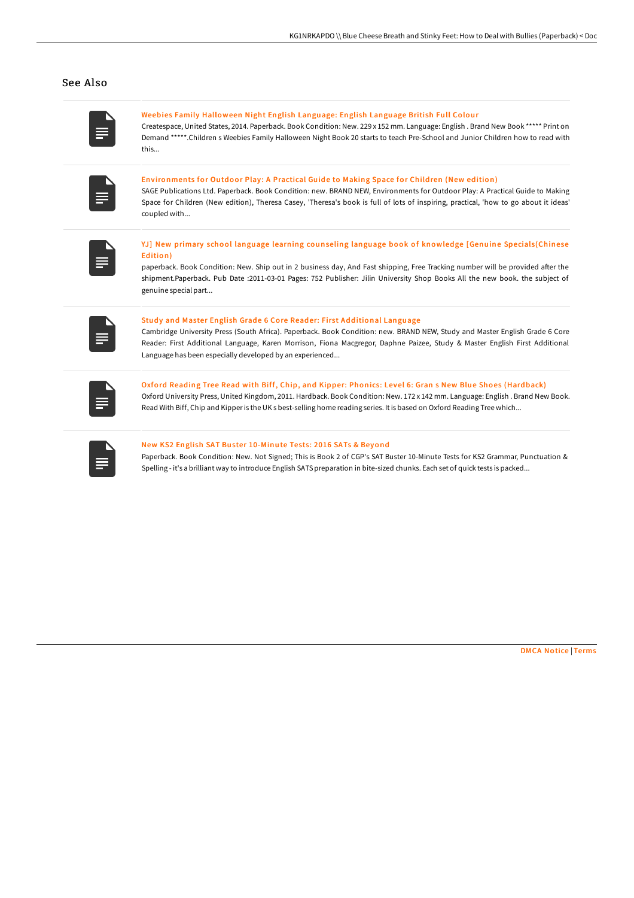## See Also

**Weebies Family Halloween Night English Language: English Language British Full Colour**

Createspace, United States, 2014. Paperback. Book Condition: New. 229 x 152 mm. Language: English . Brand New Book ***** Print on Demand *****.Children s Weebies Family Halloween Night Book 20 starts to teach Pre-School and Junior Children how to read with this...

**Environments for Outdoor Play: A Practical Guide to Making Space for Children (New edition)**

SAGE Publications Ltd. Paperback. Book Condition: new. BRAND NEW, Environments for Outdoor Play: A Practical Guide to Making Space for Children (New edition), Theresa Casey, 'Theresa's book is full of lots of inspiring, practical, 'how to go about it ideas' coupled with...

**YJ] New primary school language learning counseling language book of knowledge [Genuine Specials(Chinese Edition)**

paperback. Book Condition: New. Ship out in 2 business day, And Fast shipping, Free Tracking number will be provided after the shipment.Paperback. Pub Date :2011-03-01 Pages: 752 Publisher: Jilin University Shop Books All the new book. the subject of genuine special part...

**Study and Master English Grade 6 Core Reader: First Additional Language**

Cambridge University Press (South Africa). Paperback. Book Condition: new. BRAND NEW, Study and Master English Grade 6 Core Reader: First Additional Language, Karen Morrison, Fiona Macgregor, Daphne Paizee, Study & Master English First Additional Language has been especially developed by an experienced...

**Oxford Reading Tree Read with Biff, Chip, and Kipper: Phonics: Level 6: Gran s New Blue Shoes (Hardback)**

Oxford University Press, United Kingdom, 2011. Hardback. Book Condition: New. 172 x 142 mm. Language: English . Brand New Book. Read With Biff, Chip and Kipper is the UK s best-selling home reading series. It is based on Oxford Reading Tree which...

**New KS2 English SAT Buster 10-Minute Tests: 2016 SATs & Beyond**

Paperback. Book Condition: New. Not Signed; This is Book 2 of CGP's SAT Buster 10-Minute Tests for KS2 Grammar, Punctuation & Spelling - it's a brilliant way to introduce English SATS preparation in bite-sized chunks. Each set of quick tests is packed...